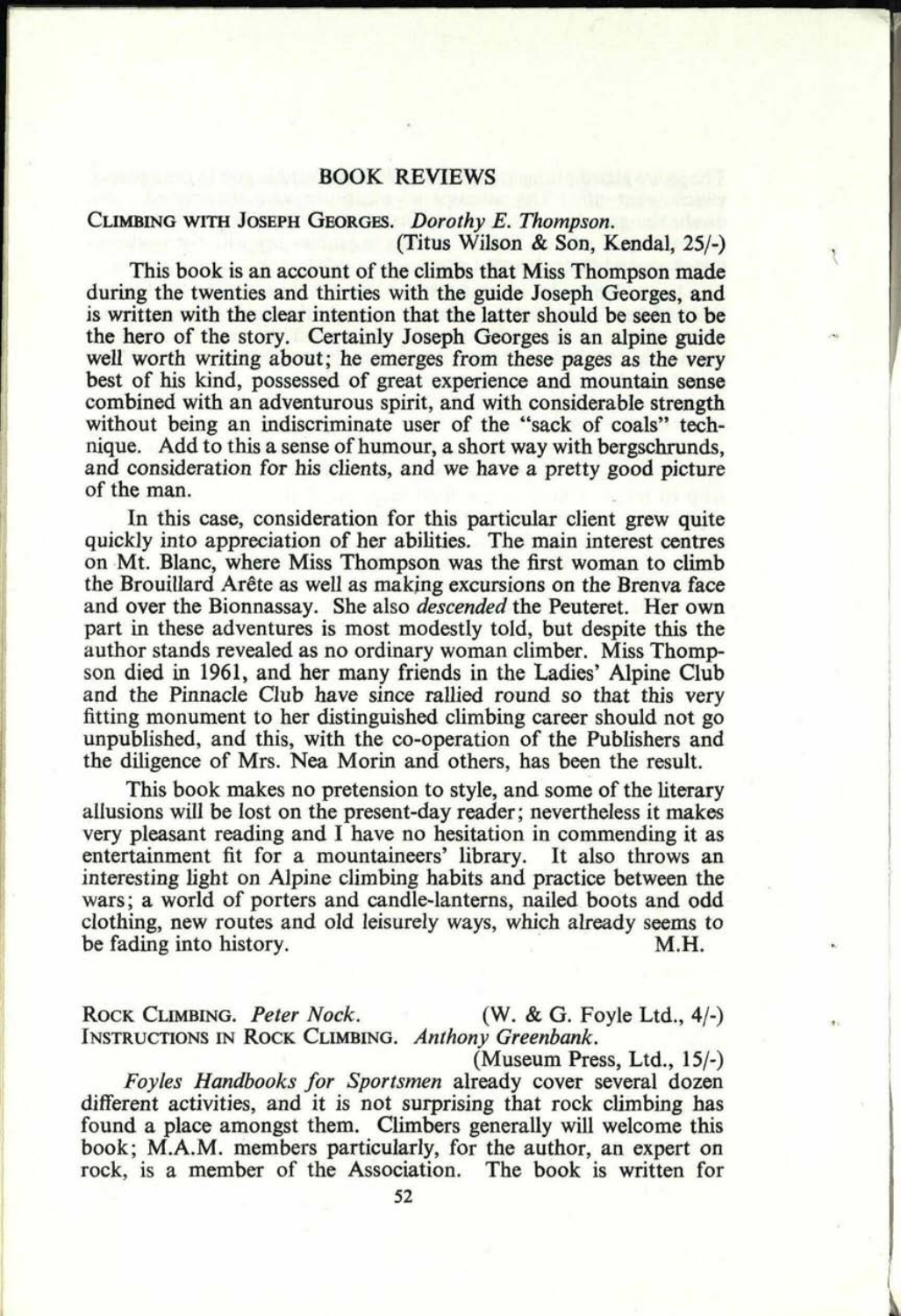## BOOK REVIEWS

**CLIMBING WITH JOSEPH GEORGES.** *Dorothy E. Thompson.*
(Titus Wilson & Son, Kendal, 25/-)

This book is an account of the climbs that Miss Thompson made during the twenties and thirties with the guide Joseph Georges, and is written with the clear intention that the latter should be seen to be the hero of the story. Certainly Joseph Georges is an alpine guide well worth writing about; he emerges from these pages as the very best of his kind, possessed of great experience and mountain sense combined with an adventurous spirit, and with considerable strength without being an indiscriminate user of the "sack of coals" technique. Add to this a sense of humour, a short way with bergschrunds, and consideration for his clients, and we have a pretty good picture of the man.

In this case, consideration for this particular client grew quite quickly into appreciation of her abilities. The main interest centres on Mt. Blanc, where Miss Thompson was the first woman to climb the Brouillard Arête as well as making excursions on the Brenva face and over the Bionnassay. She also *descended* the Peuteret. Her own part in these adventures is most modestly told, but despite this the author stands revealed as no ordinary woman climber. Miss Thompson died in 1961, and her many friends in the Ladies' Alpine Club and the Pinnacle Club have since rallied round so that this very fitting monument to her distinguished climbing career should not go unpublished, and this, with the co-operation of the Publishers and the diligence of Mrs. Nea Morin and others, has been the result.

This book makes no pretension to style, and some of the literary allusions will be lost on the present-day reader; nevertheless it makes very pleasant reading and I have no hesitation in commending it as entertainment fit for a mountaineers' library. It also throws an interesting light on Alpine climbing habits and practice between the wars; a world of porters and candle-lanterns, nailed boots and odd clothing, new routes and old leisurely ways, which already seems to be fading into history.

M.H.

**ROCK CLIMBING.** *Peter Nock.* (W. & G. Foyle Ltd., 4/-)
**INSTRUCTIONS IN ROCK CLIMBING.** *Anthony Greenbank.*
(Museum Press, Ltd., 15/-)

*Foyles Handbooks for Sportsmen* already cover several dozen different activities, and it is not surprising that rock climbing has found a place amongst them. Climbers generally will welcome this book; M.A.M. members particularly, for the author, an expert on rock, is a member of the Association. The book is written for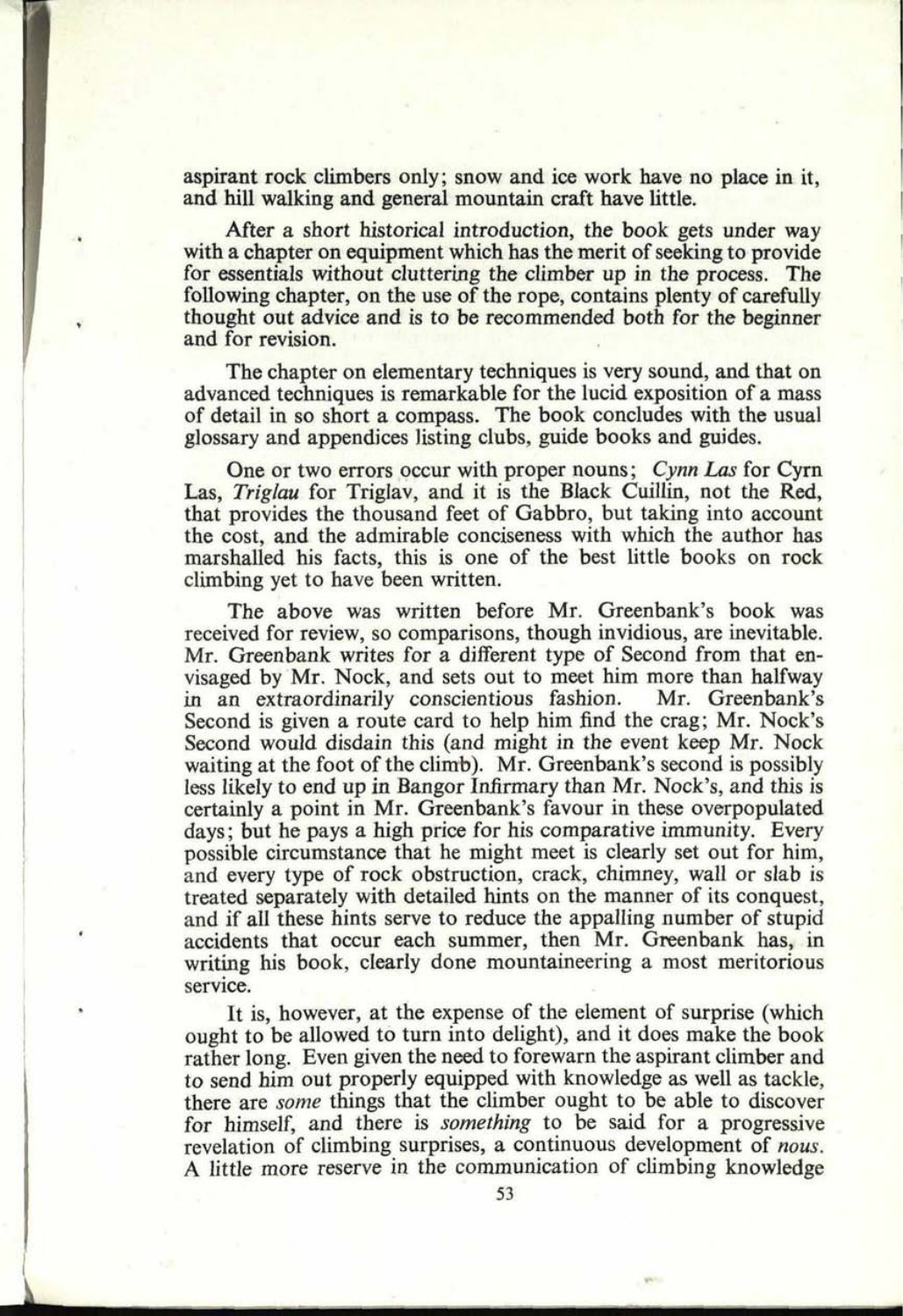aspirant rock climbers only; snow and ice work have no place in it, and hill walking and general mountain craft have little.

After a short historical introduction, the book gets under way with a chapter on equipment which has the merit of seeking to provide for essentials without cluttering the climber up in the process. The following chapter, on the use of the rope, contains plenty of carefully thought out advice and is to be recommended both for the beginner and for revision.

The chapter on elementary techniques is very sound, and that on advanced techniques is remarkable for the lucid exposition of a mass of detail in so short a compass. The book concludes with the usual glossary and appendices listing clubs, guide books and guides.

One or two errors occur with proper nouns; *Cynn Las* for Cyrn Las, *Triglau* for Triglav, and it is the Black Cuillin, not the Red, that provides the thousand feet of Gabbro, but taking into account the cost, and the admirable conciseness with which the author has marshalled his facts, this is one of the best little books on rock climbing yet to have been written.

The above was written before Mr. Greenbank's book was received for review, so comparisons, though invidious, are inevitable. Mr. Greenbank writes for a different type of Second from that envisaged by Mr. Nock, and sets out to meet him more than halfway in an extraordinarily conscientious fashion. Mr. Greenbank's Second is given a route card to help him find the crag; Mr. Nock's Second would disdain this (and might in the event keep Mr. Nock waiting at the foot of the climb). Mr. Greenbank's second is possibly less likely to end up in Bangor Infirmary than Mr. Nock's, and this is certainly a point in Mr. Greenbank's favour in these overpopulated days; but he pays a high price for his comparative immunity. Every possible circumstance that he might meet is clearly set out for him, and every type of rock obstruction, crack, chimney, wall or slab is treated separately with detailed hints on the manner of its conquest, and if all these hints serve to reduce the appalling number of stupid accidents that occur each summer, then Mr. Greenbank has, in writing his book, clearly done mountaineering a most meritorious service.

It is, however, at the expense of the element of surprise (which ought to be allowed to turn into delight), and it does make the book rather long. Even given the need to forewarn the aspirant climber and to send him out properly equipped with knowledge as well as tackle, there are *some* things that the climber ought to be able to discover for himself, and there is *something* to be said for a progressive revelation of climbing surprises, a continuous development of *nous*. A little more reserve in the communication of climbing knowledge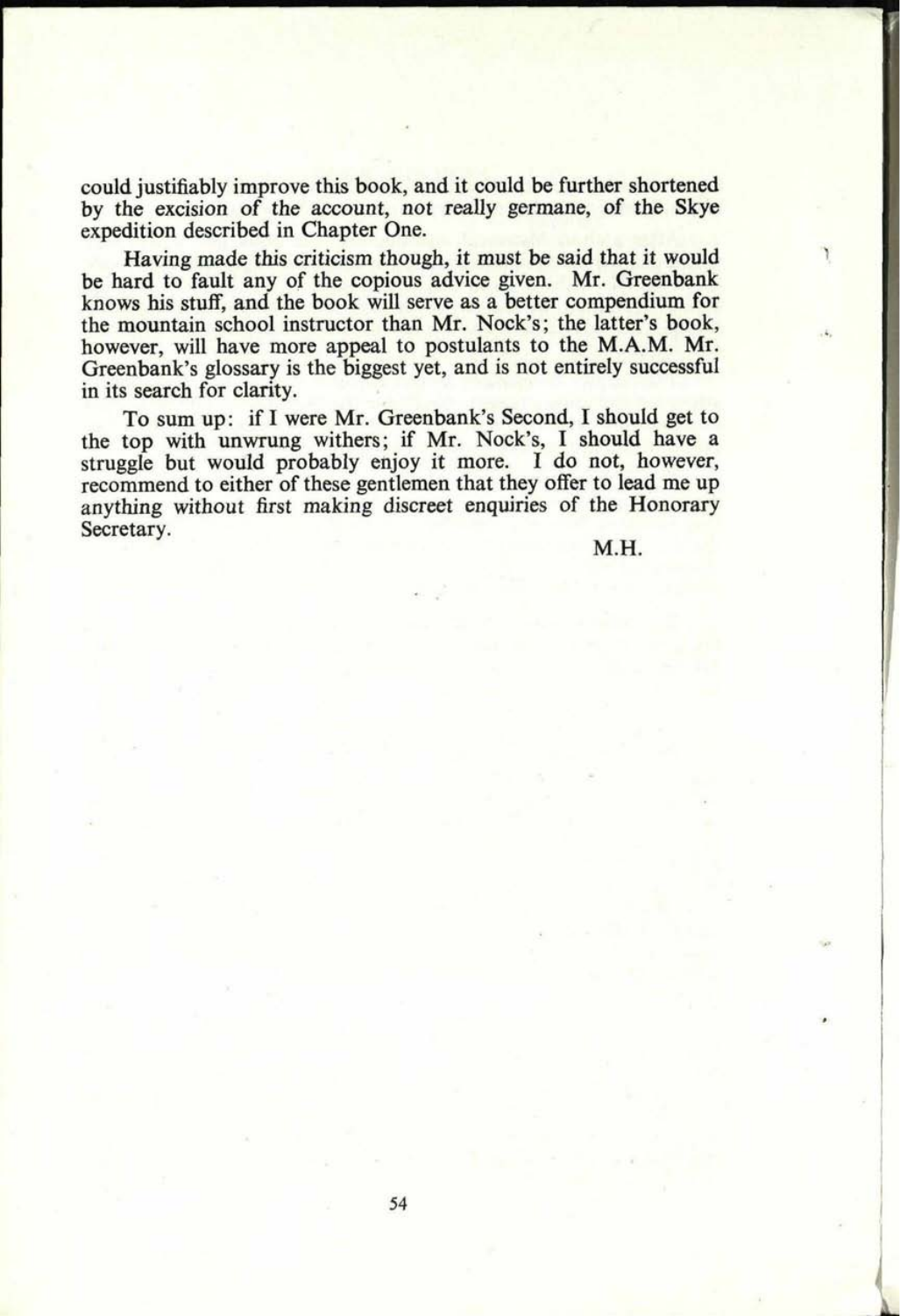could justifiably improve this book, and it could be further shortened by the excision of the account, not really germane, of the Skye expedition described in Chapter One.

Having made this criticism though, it must be said that it would be hard to fault any of the copious advice given. Mr. Greenbank knows his stuff, and the book will serve as a better compendium for the mountain school instructor than Mr. Nock's; the latter's book, however, will have more appeal to postulants to the M.A.M. Mr. Greenbank's glossary is the biggest yet, and is not entirely successful in its search for clarity.

To sum up: if I were Mr. Greenbank's Second, I should get to the top with unwrung withers; if Mr. Nock's, I should have a struggle but would probably enjoy it more. I do not, however, recommend to either of these gentlemen that they offer to lead me up anything without first making discreet enquiries of the Honorary Secretary.

M.H.